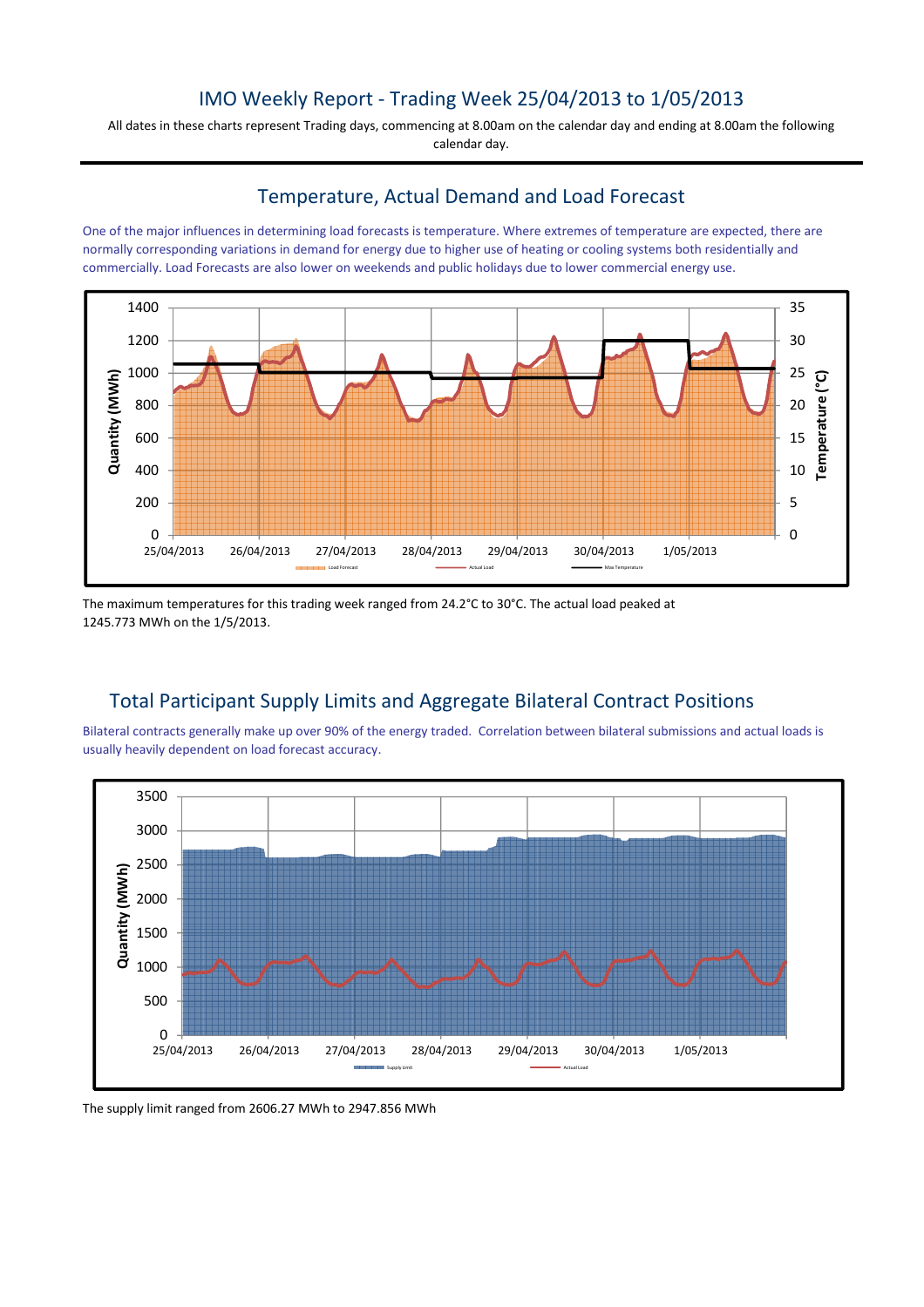# IMO Weekly Report - Trading Week 25/04/2013 to 1/05/2013

All dates in these charts represent Trading days, commencing at 8.00am on the calendar day and ending at 8.00am the following calendar day.

## Temperature, Actual Demand and Load Forecast

One of the major influences in determining load forecasts is temperature. Where extremes of temperature are expected, there are normally corresponding variations in demand for energy due to higher use of heating or cooling systems both residentially and commercially. Load Forecasts are also lower on weekends and public holidays due to lower commercial energy use.

The maximum temperatures for this trading week ranged from 24.2°C to 30°C. The actual load peaked at 1245.773 MWh on the 1/5/2013.

## Total Participant Supply Limits and Aggregate Bilateral Contract Positions

Bilateral contracts generally make up over 90% of the energy traded. Correlation between bilateral submissions and actual loads is usually heavily dependent on load forecast accuracy.

The supply limit ranged from 2606.27 MWh to 2947.856 MWh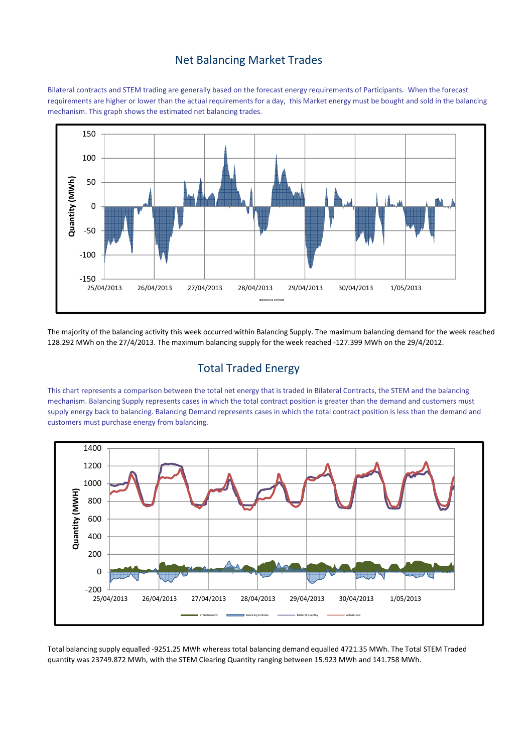## Net Balancing Market Trades

Bilateral contracts and STEM trading are generally based on the forecast energy requirements of Participants. When the forecast requirements are higher or lower than the actual requirements for a day, this Market energy must be bought and sold in the balancing mechanism. This graph shows the estimated net balancing trades.

The majority of the balancing activity this week occurred within Balancing Supply. The maximum balancing demand for the week reached 128.292 MWh on the 27/4/2013. The maximum balancing supply for the week reached -127.399 MWh on the 29/4/2012.

## Total Traded Energy

This chart represents a comparison between the total net energy that is traded in Bilateral Contracts, the STEM and the balancing mechanism. Balancing Supply represents cases in which the total contract position is greater than the demand and customers must supply energy back to balancing. Balancing Demand represents cases in which the total contract position is less than the demand and customers must purchase energy from balancing.

Total balancing supply equalled -9251.25 MWh whereas total balancing demand equalled 4721.35 MWh. The Total STEM Traded quantity was 23749.872 MWh, with the STEM Clearing Quantity ranging between 15.923 MWh and 141.758 MWh.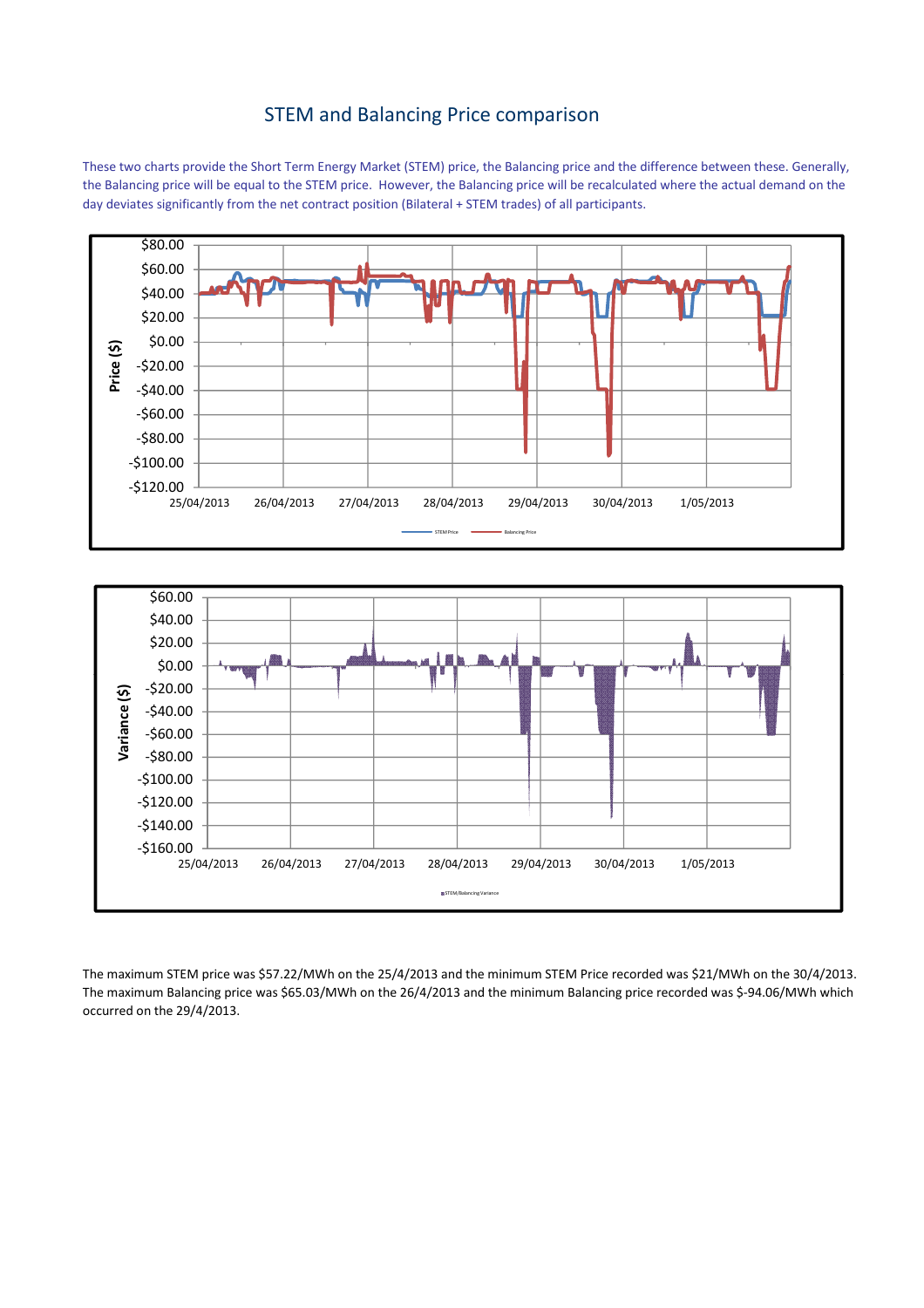# STEM and Balancing Price comparison

These two charts provide the Short Term Energy Market (STEM) price, the Balancing price and the difference between these. Generally, the Balancing price will be equal to the STEM price. However, the Balancing price will be recalculated where the actual demand on the day deviates significantly from the net contract position (Bilateral + STEM trades) of all participants.

Price ($)

$80.00
$60.00
$40.00
$20.00
$0.00
-$20.00
-$40.00
-$60.00
-$80.00
-$100.00
-$120.00

25/04/2013 26/04/2013 27/04/2013 28/04/2013 29/04/2013 30/04/2013 1/05/2013

STEM Price
Balancing Price

Variance ($)

$60.00
$40.00
$20.00
$0.00
-$20.00
-$40.00
-$60.00
-$80.00
-$100.00
-$120.00
-$140.00
-$160.00

25/04/2013 26/04/2013 27/04/2013 28/04/2013 29/04/2013 30/04/2013 1/05/2013

STEM/Balancing Variance

The maximum STEM price was $57.22/MWh on the 25/4/2013 and the minimum STEM Price recorded was $21/MWh on the 30/4/2013. The maximum Balancing price was $65.03/MWh on the 26/4/2013 and the minimum Balancing price recorded was $-94.06/MWh which occurred on the 29/4/2013.